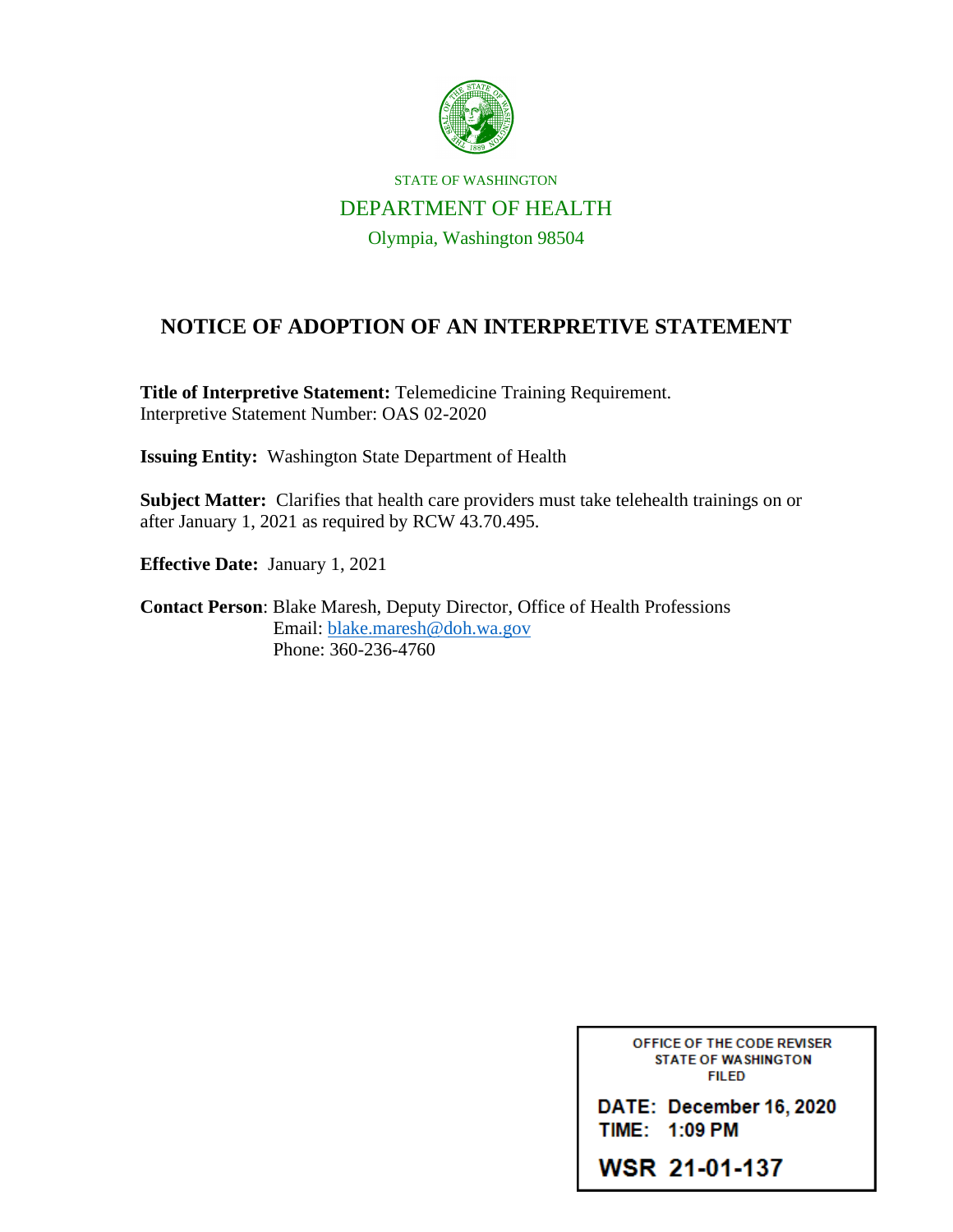STATE OF WASHINGTON

DEPARTMENT OF HEALTH

Olympia, Washington 98504

# NOTICE OF ADOPTION OF AN INTERPRETIVE STATEMENT

**Title of Interpretive Statement:** Telemedicine Training Requirement.
Interpretive Statement Number: OAS 02-2020

**Issuing Entity:** Washington State Department of Health

**Subject Matter:** Clarifies that health care providers must take telehealth trainings on or after January 1, 2021 as required by RCW 43.70.495.

**Effective Date:** January 1, 2021

**Contact Person**: Blake Maresh, Deputy Director, Office of Health Professions
Email: blake.maresh@doh.wa.gov
Phone: 360-236-4760

OFFICE OF THE CODE REVISER
STATE OF WASHINGTON
FILED

DATE: December 16, 2020
TIME: 1:09 PM

WSR 21-01-137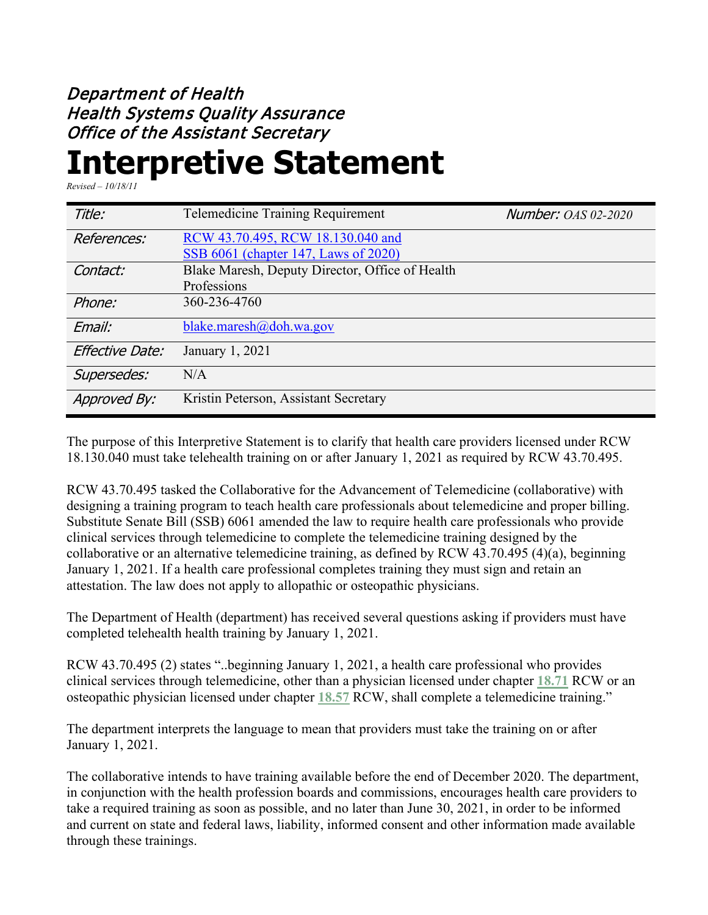*Department of Health*
*Health Systems Quality Assurance*
*Office of the Assistant Secretary*

# Interpretive Statement

*Revised – 10/18/11*

| | | |
|---|---|---|
| *Title:* | Telemedicine Training Requirement | *Number:* *OAS 02-2020* |
| *References:* | [RCW 43.70.495, RCW 18.130.040 and SSB 6061 (chapter 147, Laws of 2020)] | |
| *Contact:* | Blake Maresh, Deputy Director, Office of Health Professions | |
| *Phone:* | 360-236-4760 | |
| *Email:* | blake.maresh@doh.wa.gov | |
| *Effective Date:* | January 1, 2021 | |
| *Supersedes:* | N/A | |
| *Approved By:* | Kristin Peterson, Assistant Secretary | |

The purpose of this Interpretive Statement is to clarify that health care providers licensed under RCW 18.130.040 must take telehealth training on or after January 1, 2021 as required by RCW 43.70.495.

RCW 43.70.495 tasked the Collaborative for the Advancement of Telemedicine (collaborative) with designing a training program to teach health care professionals about telemedicine and proper billing. Substitute Senate Bill (SSB) 6061 amended the law to require health care professionals who provide clinical services through telemedicine to complete the telemedicine training designed by the collaborative or an alternative telemedicine training, as defined by RCW 43.70.495 (4)(a), beginning January 1, 2021. If a health care professional completes training they must sign and retain an attestation. The law does not apply to allopathic or osteopathic physicians.

The Department of Health (department) has received several questions asking if providers must have completed telehealth health training by January 1, 2021.

RCW 43.70.495 (2) states "..beginning January 1, 2021, a health care professional who provides clinical services through telemedicine, other than a physician licensed under chapter **18.71** RCW or an osteopathic physician licensed under chapter **18.57** RCW, shall complete a telemedicine training."

The department interprets the language to mean that providers must take the training on or after January 1, 2021.

The collaborative intends to have training available before the end of December 2020. The department, in conjunction with the health profession boards and commissions, encourages health care providers to take a required training as soon as possible, and no later than June 30, 2021, in order to be informed and current on state and federal laws, liability, informed consent and other information made available through these trainings.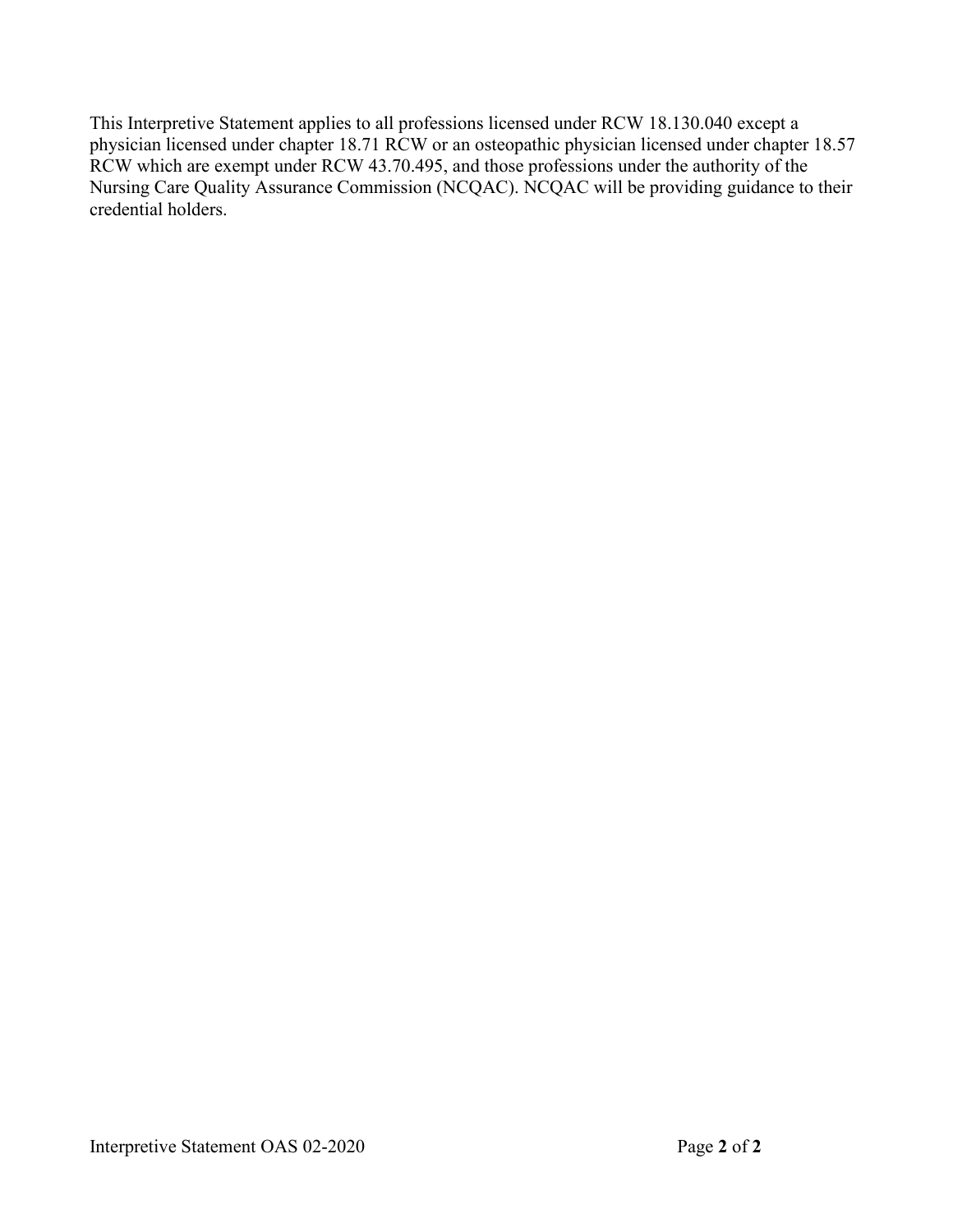This Interpretive Statement applies to all professions licensed under RCW 18.130.040 except a physician licensed under chapter 18.71 RCW or an osteopathic physician licensed under chapter 18.57 RCW which are exempt under RCW 43.70.495, and those professions under the authority of the Nursing Care Quality Assurance Commission (NCQAC). NCQAC will be providing guidance to their credential holders.